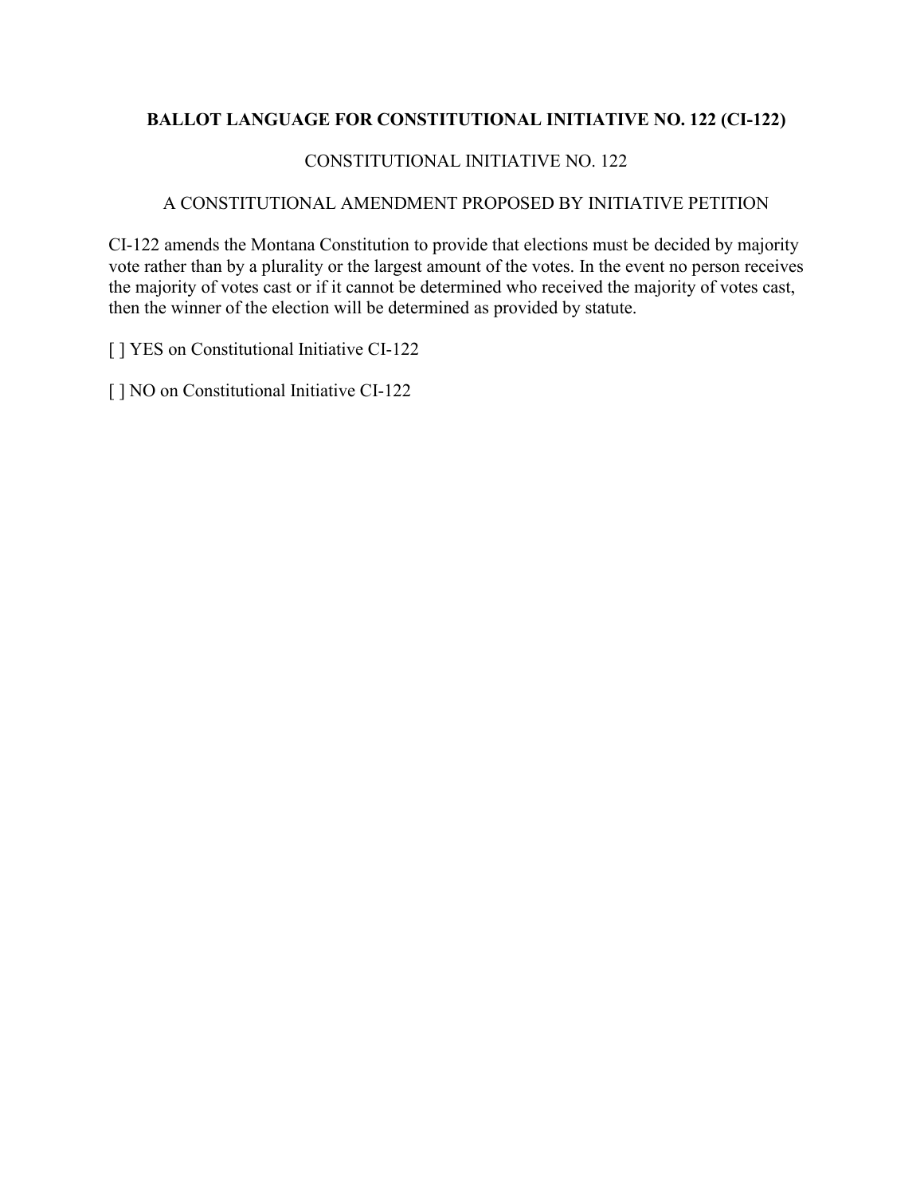**BALLOT LANGUAGE FOR CONSTITUTIONAL INITIATIVE NO. 122 (CI-122)**

CONSTITUTIONAL INITIATIVE NO. 122

A CONSTITUTIONAL AMENDMENT PROPOSED BY INITIATIVE PETITION

CI-122 amends the Montana Constitution to provide that elections must be decided by majority vote rather than by a plurality or the largest amount of the votes. In the event no person receives the majority of votes cast or if it cannot be determined who received the majority of votes cast, then the winner of the election will be determined as provided by statute.

[ ] YES on Constitutional Initiative CI-122

[ ] NO on Constitutional Initiative CI-122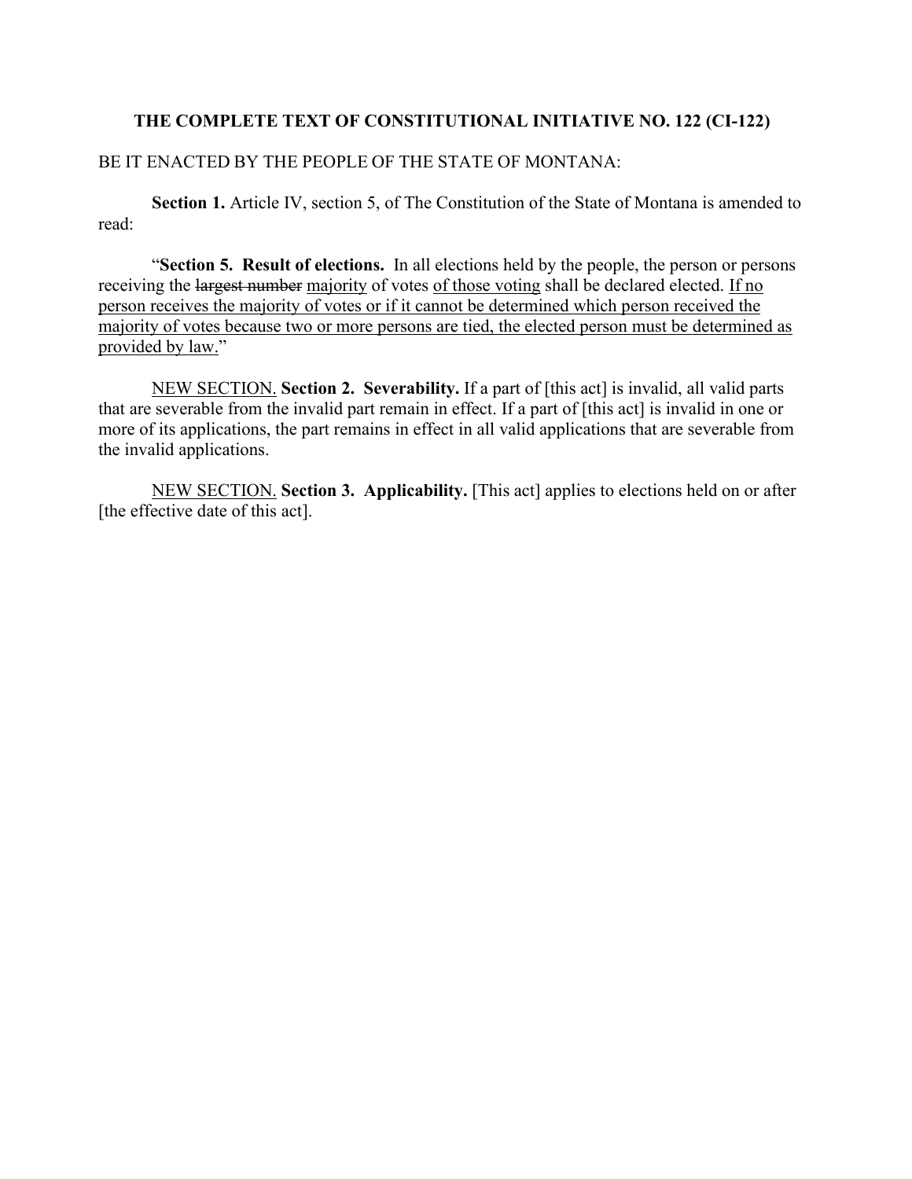# THE COMPLETE TEXT OF CONSTITUTIONAL INITIATIVE NO. 122 (CI-122)

BE IT ENACTED BY THE PEOPLE OF THE STATE OF MONTANA:

**Section 1.** Article IV, section 5, of The Constitution of the State of Montana is amended to read:

"**Section 5. Result of elections.** In all elections held by the people, the person or persons receiving the ~~largest number~~ <u>majority</u> of votes <u>of those voting</u> shall be declared elected. <u>If no person receives the majority of votes or if it cannot be determined which person received the majority of votes because two or more persons are tied, the elected person must be determined as provided by law.</u>"

<u>NEW SECTION.</u> **Section 2. Severability.** If a part of [this act] is invalid, all valid parts that are severable from the invalid part remain in effect. If a part of [this act] is invalid in one or more of its applications, the part remains in effect in all valid applications that are severable from the invalid applications.

<u>NEW SECTION.</u> **Section 3. Applicability.** [This act] applies to elections held on or after [the effective date of this act].